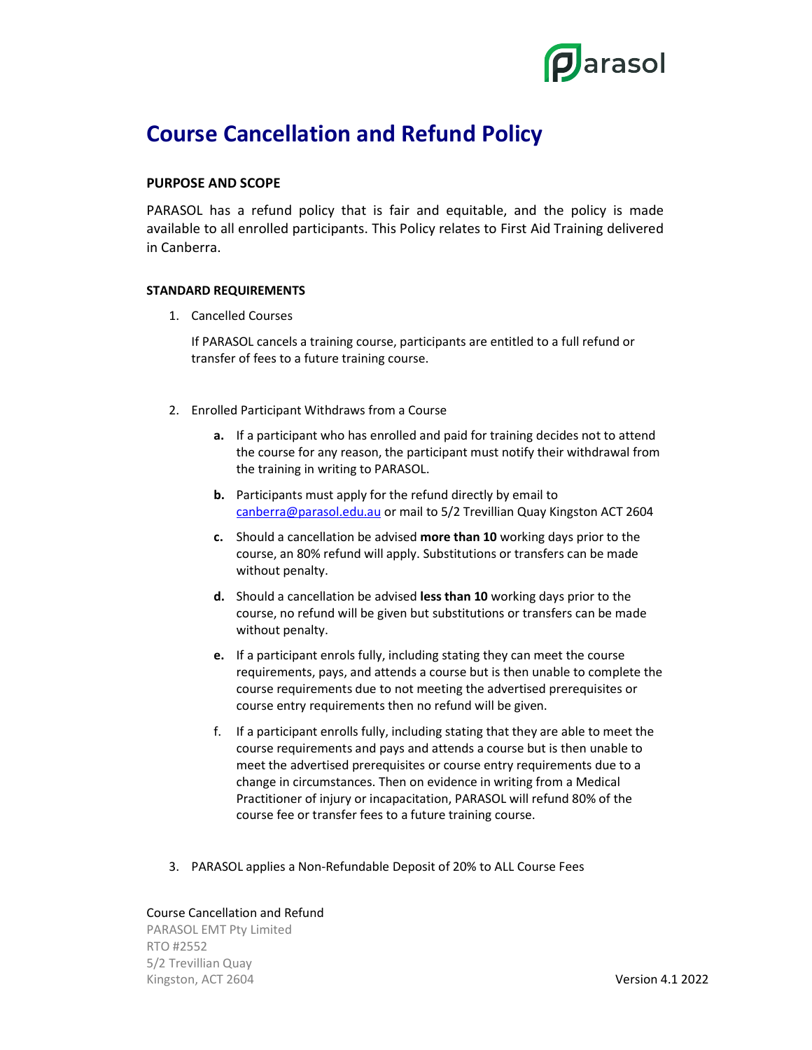# Course Cancellation and Refund Policy

## PURPOSE AND SCOPE

PARASOL has a refund policy that is fair and equitable, and the policy is made available to all enrolled participants. This Policy relates to First Aid Training delivered in Canberra.

### STANDARD REQUIREMENTS

1. Cancelled Courses

   If PARASOL cancels a training course, participants are entitled to a full refund or transfer of fees to a future training course.

2. Enrolled Participant Withdraws from a Course

   **a.** If a participant who has enrolled and paid for training decides not to attend the course for any reason, the participant must notify their withdrawal from the training in writing to PARASOL.

   **b.** Participants must apply for the refund directly by email to canberra@parasol.edu.au or mail to 5/2 Trevillian Quay Kingston ACT 2604

   **c.** Should a cancellation be advised **more than 10** working days prior to the course, an 80% refund will apply. Substitutions or transfers can be made without penalty.

   **d.** Should a cancellation be advised **less than 10** working days prior to the course, no refund will be given but substitutions or transfers can be made without penalty.

   **e.** If a participant enrols fully, including stating they can meet the course requirements, pays, and attends a course but is then unable to complete the course requirements due to not meeting the advertised prerequisites or course entry requirements then no refund will be given.

   f. If a participant enrolls fully, including stating that they are able to meet the course requirements and pays and attends a course but is then unable to meet the advertised prerequisites or course entry requirements due to a change in circumstances. Then on evidence in writing from a Medical Practitioner of injury or incapacitation, PARASOL will refund 80% of the course fee or transfer fees to a future training course.

3. PARASOL applies a Non-Refundable Deposit of 20% to ALL Course Fees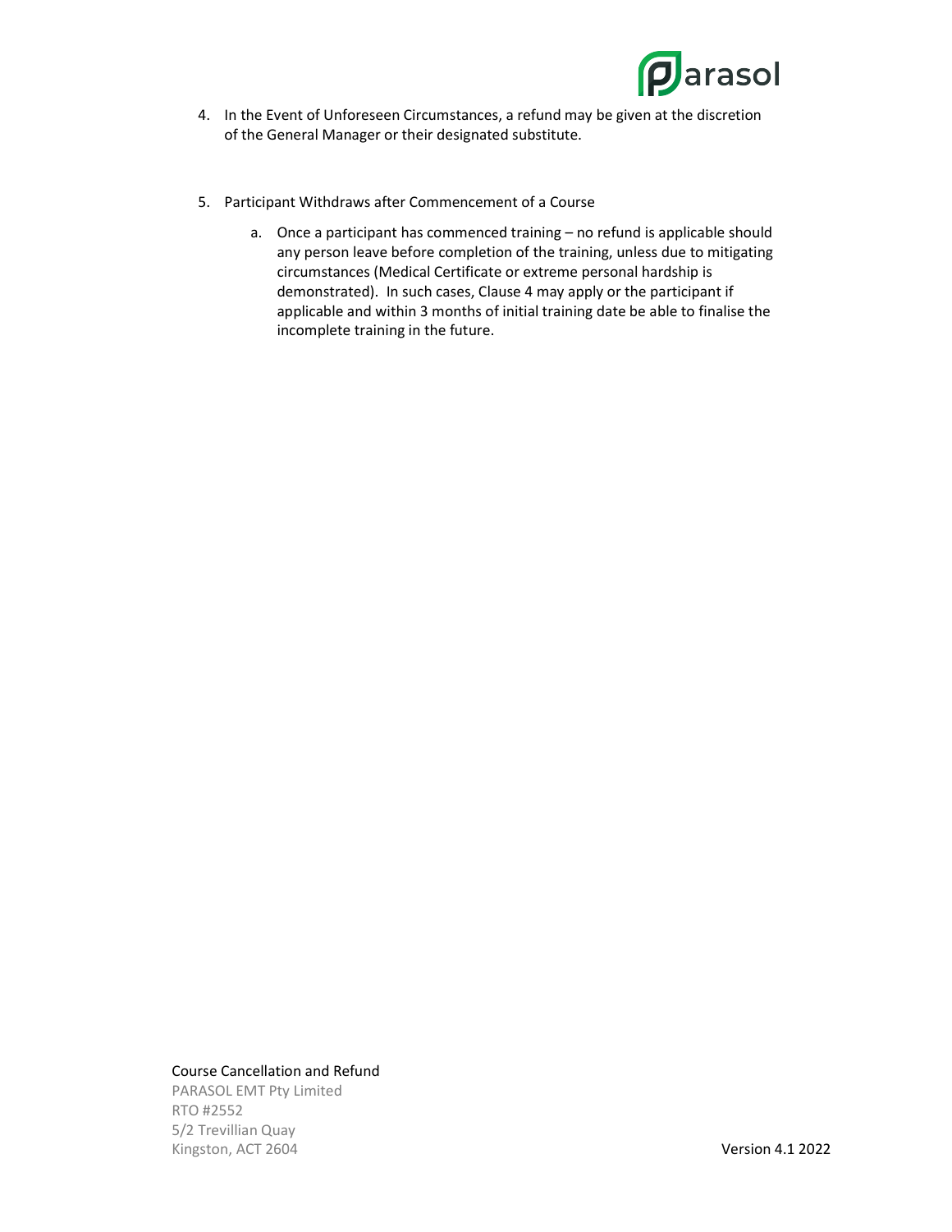4. In the Event of Unforeseen Circumstances, a refund may be given at the discretion of the General Manager or their designated substitute.

5. Participant Withdraws after Commencement of a Course

   a. Once a participant has commenced training – no refund is applicable should any person leave before completion of the training, unless due to mitigating circumstances (Medical Certificate or extreme personal hardship is demonstrated). In such cases, Clause 4 may apply or the participant if applicable and within 3 months of initial training date be able to finalise the incomplete training in the future.